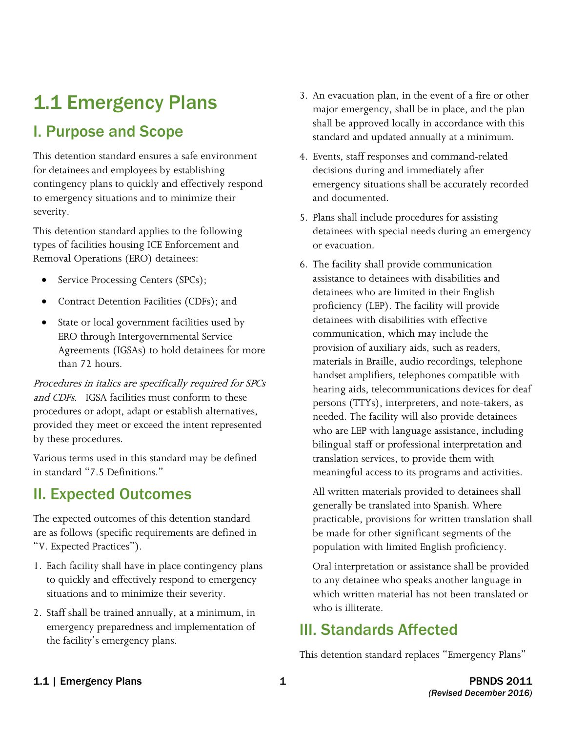# 1.1 Emergency Plans

## I. Purpose and Scope

This detention standard ensures a safe environment for detainees and employees by establishing contingency plans to quickly and effectively respond to emergency situations and to minimize their severity.

This detention standard applies to the following types of facilities housing ICE Enforcement and Removal Operations (ERO) detainees:

- Service Processing Centers (SPCs);
- Contract Detention Facilities (CDFs); and
- State or local government facilities used by ERO through Intergovernmental Service Agreements (IGSAs) to hold detainees for more than 72 hours.

*Procedures in italics are specifically required for SPCs and CDFs.* IGSA facilities must conform to these procedures or adopt, adapt or establish alternatives, provided they meet or exceed the intent represented by these procedures.

Various terms used in this standard may be defined in standard "7.5 Definitions."

## II. Expected Outcomes

The expected outcomes of this detention standard are as follows (specific requirements are defined in "V. Expected Practices").

1. Each facility shall have in place contingency plans to quickly and effectively respond to emergency situations and to minimize their severity.
2. Staff shall be trained annually, at a minimum, in emergency preparedness and implementation of the facility's emergency plans.
3. An evacuation plan, in the event of a fire or other major emergency, shall be in place, and the plan shall be approved locally in accordance with this standard and updated annually at a minimum.
4. Events, staff responses and command-related decisions during and immediately after emergency situations shall be accurately recorded and documented.
5. Plans shall include procedures for assisting detainees with special needs during an emergency or evacuation.
6. The facility shall provide communication assistance to detainees with disabilities and detainees who are limited in their English proficiency (LEP). The facility will provide detainees with disabilities with effective communication, which may include the provision of auxiliary aids, such as readers, materials in Braille, audio recordings, telephone handset amplifiers, telephones compatible with hearing aids, telecommunications devices for deaf persons (TTYs), interpreters, and note-takers, as needed. The facility will also provide detainees who are LEP with language assistance, including bilingual staff or professional interpretation and translation services, to provide them with meaningful access to its programs and activities.

   All written materials provided to detainees shall generally be translated into Spanish. Where practicable, provisions for written translation shall be made for other significant segments of the population with limited English proficiency.

   Oral interpretation or assistance shall be provided to any detainee who speaks another language in which written material has not been translated or who is illiterate.

## III. Standards Affected

This detention standard replaces "Emergency Plans"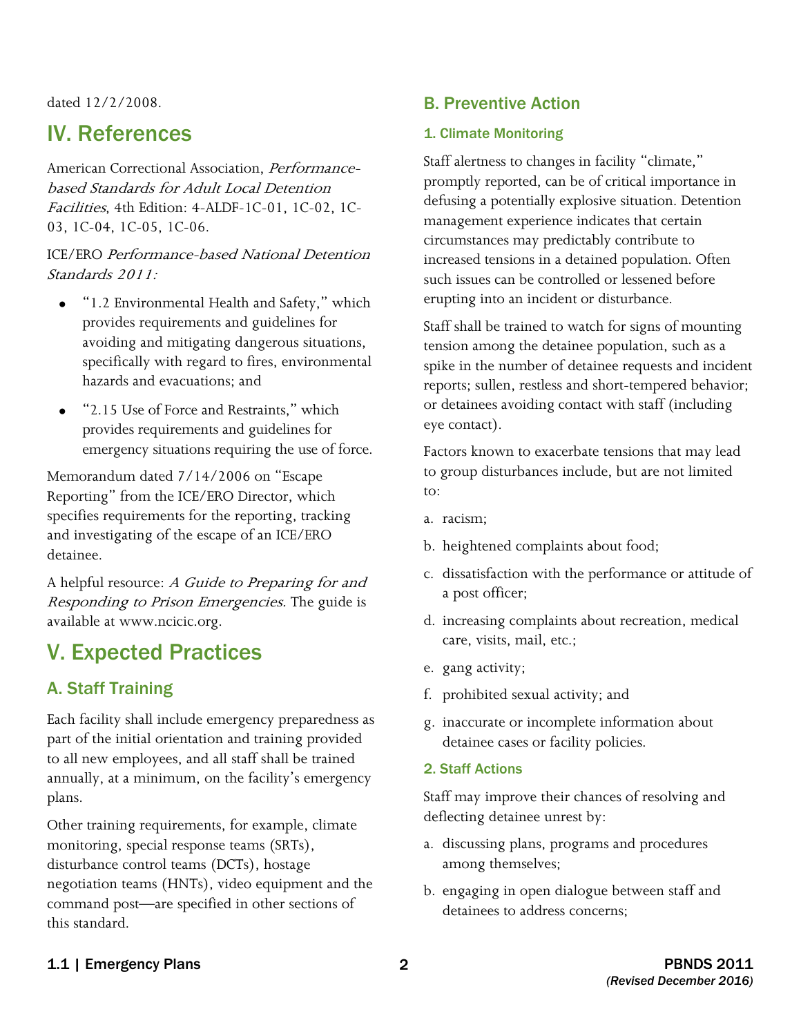dated 12/2/2008.

## IV. References

American Correctional Association, *Performance-based Standards for Adult Local Detention Facilities*, 4th Edition: 4-ALDF-1C-01, 1C-02, 1C-03, 1C-04, 1C-05, 1C-06.

ICE/ERO *Performance-based National Detention Standards 2011:*

- "1.2 Environmental Health and Safety," which provides requirements and guidelines for avoiding and mitigating dangerous situations, specifically with regard to fires, environmental hazards and evacuations; and
- "2.15 Use of Force and Restraints," which provides requirements and guidelines for emergency situations requiring the use of force.

Memorandum dated 7/14/2006 on "Escape Reporting" from the ICE/ERO Director, which specifies requirements for the reporting, tracking and investigating of the escape of an ICE/ERO detainee.

A helpful resource: *A Guide to Preparing for and Responding to Prison Emergencies.* The guide is available at www.ncicic.org.

## V. Expected Practices

### A. Staff Training

Each facility shall include emergency preparedness as part of the initial orientation and training provided to all new employees, and all staff shall be trained annually, at a minimum, on the facility's emergency plans.

Other training requirements, for example, climate monitoring, special response teams (SRTs), disturbance control teams (DCTs), hostage negotiation teams (HNTs), video equipment and the command post—are specified in other sections of this standard.

### B. Preventive Action

#### 1. Climate Monitoring

Staff alertness to changes in facility "climate," promptly reported, can be of critical importance in defusing a potentially explosive situation. Detention management experience indicates that certain circumstances may predictably contribute to increased tensions in a detained population. Often such issues can be controlled or lessened before erupting into an incident or disturbance.

Staff shall be trained to watch for signs of mounting tension among the detainee population, such as a spike in the number of detainee requests and incident reports; sullen, restless and short-tempered behavior; or detainees avoiding contact with staff (including eye contact).

Factors known to exacerbate tensions that may lead to group disturbances include, but are not limited to:

a. racism;

b. heightened complaints about food;

c. dissatisfaction with the performance or attitude of a post officer;

d. increasing complaints about recreation, medical care, visits, mail, etc.;

e. gang activity;

f. prohibited sexual activity; and

g. inaccurate or incomplete information about detainee cases or facility policies.

#### 2. Staff Actions

Staff may improve their chances of resolving and deflecting detainee unrest by:

a. discussing plans, programs and procedures among themselves;

b. engaging in open dialogue between staff and detainees to address concerns;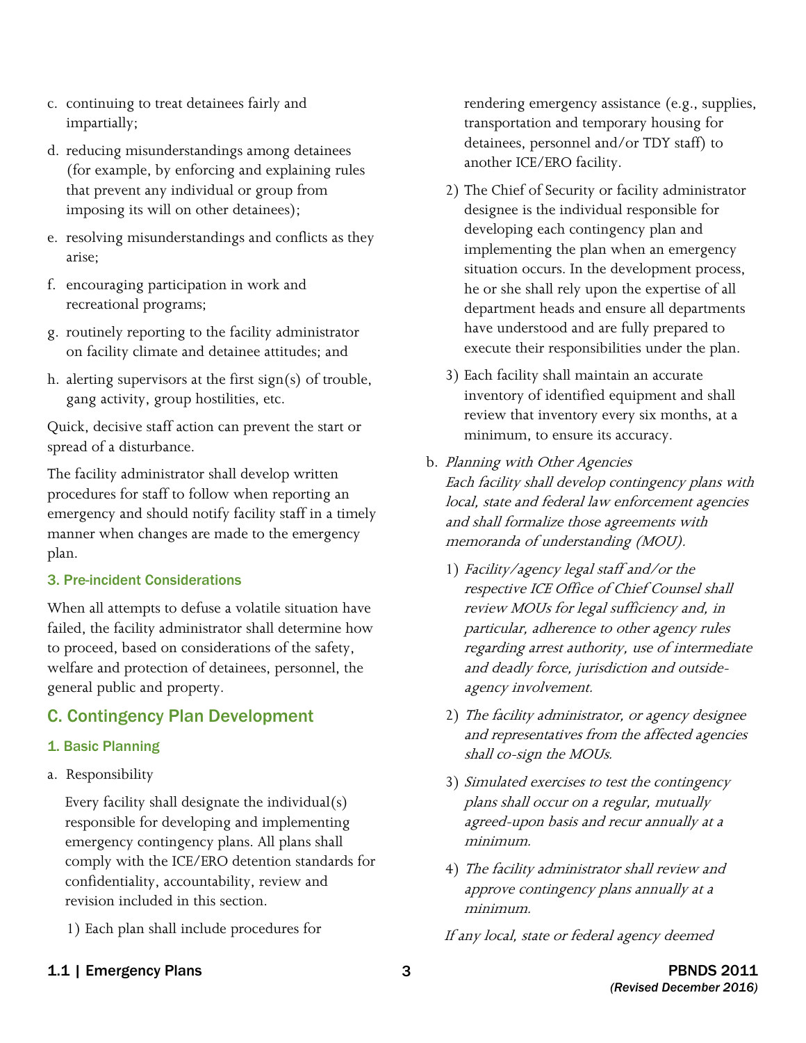c. continuing to treat detainees fairly and impartially;

d. reducing misunderstandings among detainees (for example, by enforcing and explaining rules that prevent any individual or group from imposing its will on other detainees);

e. resolving misunderstandings and conflicts as they arise;

f. encouraging participation in work and recreational programs;

g. routinely reporting to the facility administrator on facility climate and detainee attitudes; and

h. alerting supervisors at the first sign(s) of trouble, gang activity, group hostilities, etc.

Quick, decisive staff action can prevent the start or spread of a disturbance.

The facility administrator shall develop written procedures for staff to follow when reporting an emergency and should notify facility staff in a timely manner when changes are made to the emergency plan.

### 3. Pre-incident Considerations

When all attempts to defuse a volatile situation have failed, the facility administrator shall determine how to proceed, based on considerations of the safety, welfare and protection of detainees, personnel, the general public and property.

## C. Contingency Plan Development

### 1. Basic Planning

a. Responsibility

Every facility shall designate the individual(s) responsible for developing and implementing emergency contingency plans. All plans shall comply with the ICE/ERO detention standards for confidentiality, accountability, review and revision included in this section.

1) Each plan shall include procedures for rendering emergency assistance (e.g., supplies, transportation and temporary housing for detainees, personnel and/or TDY staff) to another ICE/ERO facility.

2) The Chief of Security or facility administrator designee is the individual responsible for developing each contingency plan and implementing the plan when an emergency situation occurs. In the development process, he or she shall rely upon the expertise of all department heads and ensure all departments have understood and are fully prepared to execute their responsibilities under the plan.

3) Each facility shall maintain an accurate inventory of identified equipment and shall review that inventory every six months, at a minimum, to ensure its accuracy.

b. *Planning with Other Agencies*
*Each facility shall develop contingency plans with local, state and federal law enforcement agencies and shall formalize those agreements with memoranda of understanding (MOU).*

1) *Facility/agency legal staff and/or the respective ICE Office of Chief Counsel shall review MOUs for legal sufficiency and, in particular, adherence to other agency rules regarding arrest authority, use of intermediate and deadly force, jurisdiction and outside-agency involvement.*

2) *The facility administrator, or agency designee and representatives from the affected agencies shall co-sign the MOUs.*

3) *Simulated exercises to test the contingency plans shall occur on a regular, mutually agreed-upon basis and recur annually at a minimum.*

4) *The facility administrator shall review and approve contingency plans annually at a minimum.*

*If any local, state or federal agency deemed*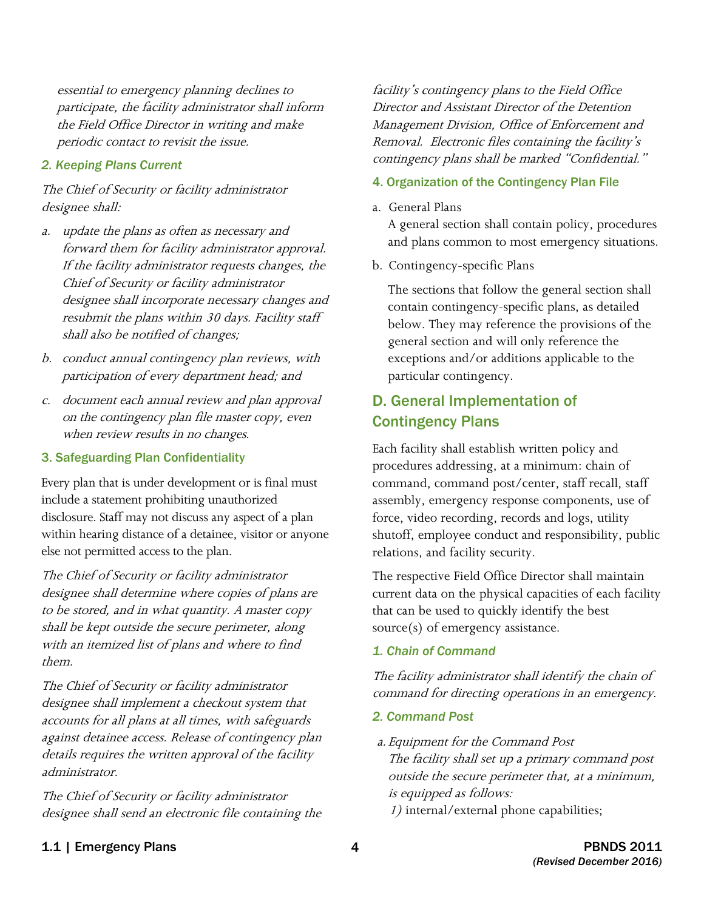*essential to emergency planning declines to participate, the facility administrator shall inform the Field Office Director in writing and make periodic contact to revisit the issue.*

### *2. Keeping Plans Current*

*The Chief of Security or facility administrator designee shall:*

a. *update the plans as often as necessary and forward them for facility administrator approval. If the facility administrator requests changes, the Chief of Security or facility administrator designee shall incorporate necessary changes and resubmit the plans within 30 days. Facility staff shall also be notified of changes;*

b. *conduct annual contingency plan reviews, with participation of every department head; and*

c. *document each annual review and plan approval on the contingency plan file master copy, even when review results in no changes.*

### 3. Safeguarding Plan Confidentiality

Every plan that is under development or is final must include a statement prohibiting unauthorized disclosure. Staff may not discuss any aspect of a plan within hearing distance of a detainee, visitor or anyone else not permitted access to the plan.

*The Chief of Security or facility administrator designee shall determine where copies of plans are to be stored, and in what quantity. A master copy shall be kept outside the secure perimeter, along with an itemized list of plans and where to find them.*

*The Chief of Security or facility administrator designee shall implement a checkout system that accounts for all plans at all times, with safeguards against detainee access. Release of contingency plan details requires the written approval of the facility administrator.*

*The Chief of Security or facility administrator designee shall send an electronic file containing the facility's contingency plans to the Field Office Director and Assistant Director of the Detention Management Division, Office of Enforcement and Removal. Electronic files containing the facility's contingency plans shall be marked "Confidential."*

### 4. Organization of the Contingency Plan File

a. General Plans
   A general section shall contain policy, procedures and plans common to most emergency situations.

b. Contingency-specific Plans

   The sections that follow the general section shall contain contingency-specific plans, as detailed below. They may reference the provisions of the general section and will only reference the exceptions and/or additions applicable to the particular contingency.

## D. General Implementation of Contingency Plans

Each facility shall establish written policy and procedures addressing, at a minimum: chain of command, command post/center, staff recall, staff assembly, emergency response components, use of force, video recording, records and logs, utility shutoff, employee conduct and responsibility, public relations, and facility security.

The respective Field Office Director shall maintain current data on the physical capacities of each facility that can be used to quickly identify the best source(s) of emergency assistance.

### *1. Chain of Command*

*The facility administrator shall identify the chain of command for directing operations in an emergency.*

### *2. Command Post*

a. *Equipment for the Command Post*
   *The facility shall set up a primary command post outside the secure perimeter that, at a minimum, is equipped as follows:*
   *1)* internal/external phone capabilities;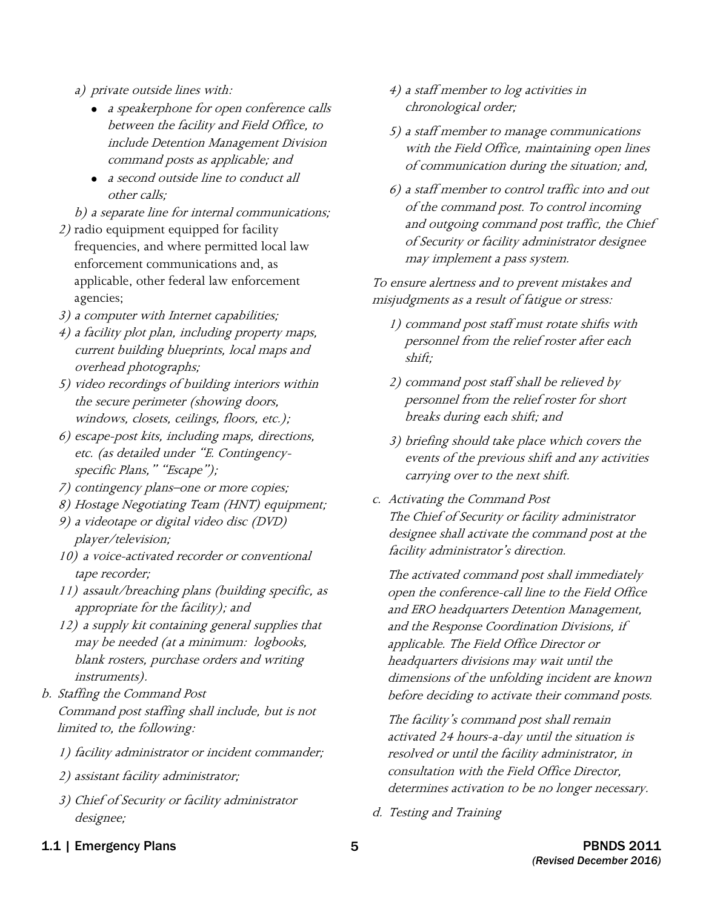a) *private outside lines with:*
      - *a speakerphone for open conference calls between the facility and Field Office, to include Detention Management Division command posts as applicable; and*
      - *a second outside line to conduct all other calls;*

   b) *a separate line for internal communications;*

2) radio equipment equipped for facility frequencies, and where permitted local law enforcement communications and, as applicable, other federal law enforcement agencies;
3) *a computer with Internet capabilities;*
4) *a facility plot plan, including property maps, current building blueprints, local maps and overhead photographs;*
5) *video recordings of building interiors within the secure perimeter (showing doors, windows, closets, ceilings, floors, etc.);*
6) *escape-post kits, including maps, directions, etc. (as detailed under "E. Contingency-specific Plans," "Escape");*
7) *contingency plans–one or more copies;*
8) *Hostage Negotiating Team (HNT) equipment;*
9) *a videotape or digital video disc (DVD) player/television;*
10) *a voice-activated recorder or conventional tape recorder;*
11) *assault/breaching plans (building specific, as appropriate for the facility); and*
12) *a supply kit containing general supplies that may be needed (at a minimum: logbooks, blank rosters, purchase orders and writing instruments).*

b. *Staffing the Command Post*

*Command post staffing shall include, but is not limited to, the following:*

1) *facility administrator or incident commander;*
2) *assistant facility administrator;*
3) *Chief of Security or facility administrator designee;*
4) *a staff member to log activities in chronological order;*
5) *a staff member to manage communications with the Field Office, maintaining open lines of communication during the situation; and,*
6) *a staff member to control traffic into and out of the command post. To control incoming and outgoing command post traffic, the Chief of Security or facility administrator designee may implement a pass system.*

*To ensure alertness and to prevent mistakes and misjudgments as a result of fatigue or stress:*

1) *command post staff must rotate shifts with personnel from the relief roster after each shift;*
2) *command post staff shall be relieved by personnel from the relief roster for short breaks during each shift; and*
3) *briefing should take place which covers the events of the previous shift and any activities carrying over to the next shift.*

c. *Activating the Command Post*

*The Chief of Security or facility administrator designee shall activate the command post at the facility administrator's direction.*

*The activated command post shall immediately open the conference-call line to the Field Office and ERO headquarters Detention Management, and the Response Coordination Divisions, if applicable. The Field Office Director or headquarters divisions may wait until the dimensions of the unfolding incident are known before deciding to activate their command posts.*

*The facility's command post shall remain activated 24 hours-a-day until the situation is resolved or until the facility administrator, in consultation with the Field Office Director, determines activation to be no longer necessary.*

d. *Testing and Training*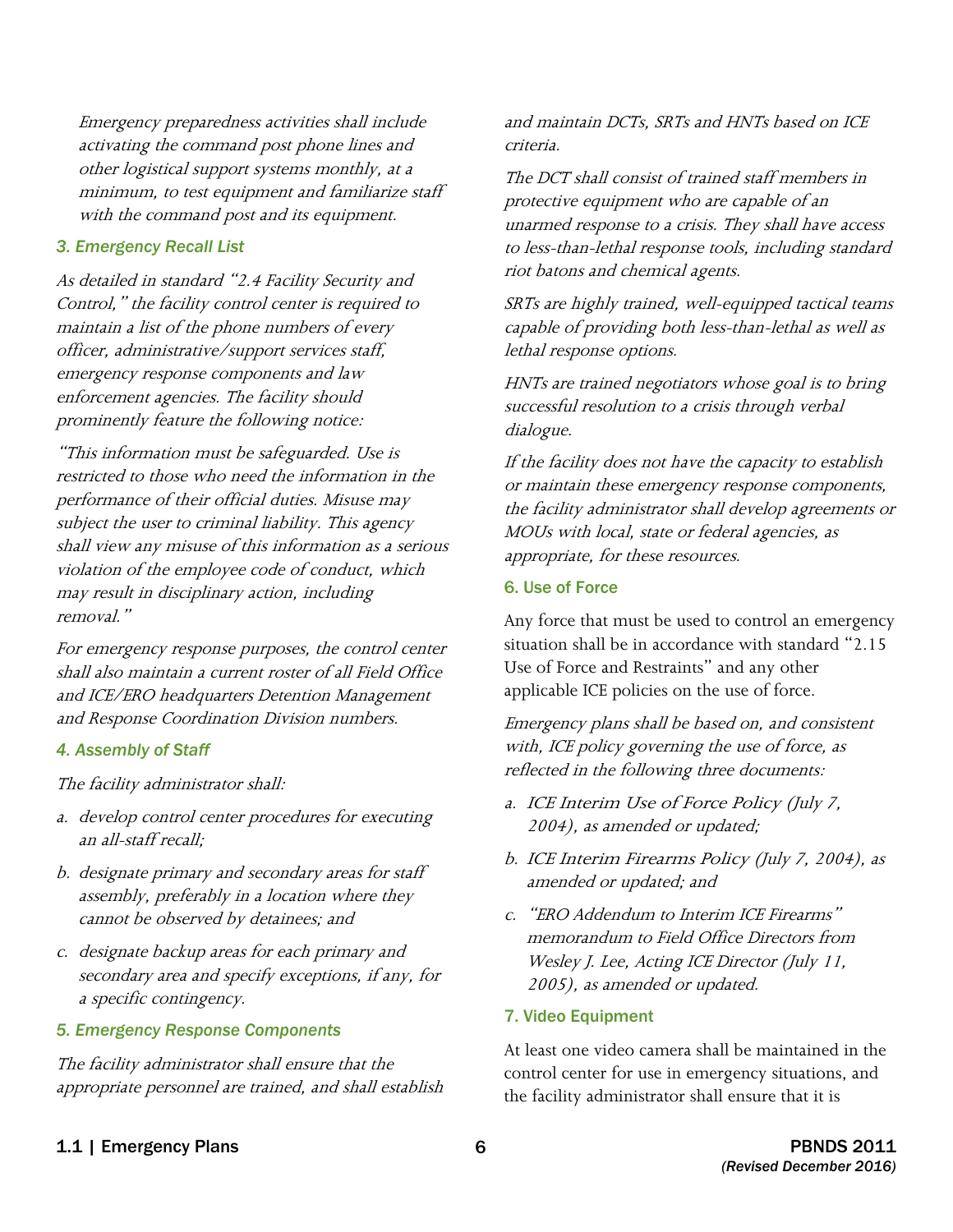*Emergency preparedness activities shall include activating the command post phone lines and other logistical support systems monthly, at a minimum, to test equipment and familiarize staff with the command post and its equipment.*

### *3. Emergency Recall List*

*As detailed in standard "2.4 Facility Security and Control," the facility control center is required to maintain a list of the phone numbers of every officer, administrative/support services staff, emergency response components and law enforcement agencies. The facility should prominently feature the following notice:*

*"This information must be safeguarded. Use is restricted to those who need the information in the performance of their official duties. Misuse may subject the user to criminal liability. This agency shall view any misuse of this information as a serious violation of the employee code of conduct, which may result in disciplinary action, including removal."*

*For emergency response purposes, the control center shall also maintain a current roster of all Field Office and ICE/ERO headquarters Detention Management and Response Coordination Division numbers.*

### *4. Assembly of Staff*

*The facility administrator shall:*

*a. develop control center procedures for executing an all-staff recall;*

*b. designate primary and secondary areas for staff assembly, preferably in a location where they cannot be observed by detainees; and*

*c. designate backup areas for each primary and secondary area and specify exceptions, if any, for a specific contingency.*

### *5. Emergency Response Components*

*The facility administrator shall ensure that the appropriate personnel are trained, and shall establish and maintain DCTs, SRTs and HNTs based on ICE criteria.*

*The DCT shall consist of trained staff members in protective equipment who are capable of an unarmed response to a crisis. They shall have access to less-than-lethal response tools, including standard riot batons and chemical agents.*

*SRTs are highly trained, well-equipped tactical teams capable of providing both less-than-lethal as well as lethal response options.*

*HNTs are trained negotiators whose goal is to bring successful resolution to a crisis through verbal dialogue.*

*If the facility does not have the capacity to establish or maintain these emergency response components, the facility administrator shall develop agreements or MOUs with local, state or federal agencies, as appropriate, for these resources.*

### 6. Use of Force

Any force that must be used to control an emergency situation shall be in accordance with standard "2.15 Use of Force and Restraints" and any other applicable ICE policies on the use of force.

*Emergency plans shall be based on, and consistent with, ICE policy governing the use of force, as reflected in the following three documents:*

*a. ICE Interim Use of Force Policy (July 7, 2004), as amended or updated;*

*b. ICE Interim Firearms Policy (July 7, 2004), as amended or updated; and*

*c. "ERO Addendum to Interim ICE Firearms" memorandum to Field Office Directors from Wesley J. Lee, Acting ICE Director (July 11, 2005), as amended or updated.*

### 7. Video Equipment

At least one video camera shall be maintained in the control center for use in emergency situations, and the facility administrator shall ensure that it is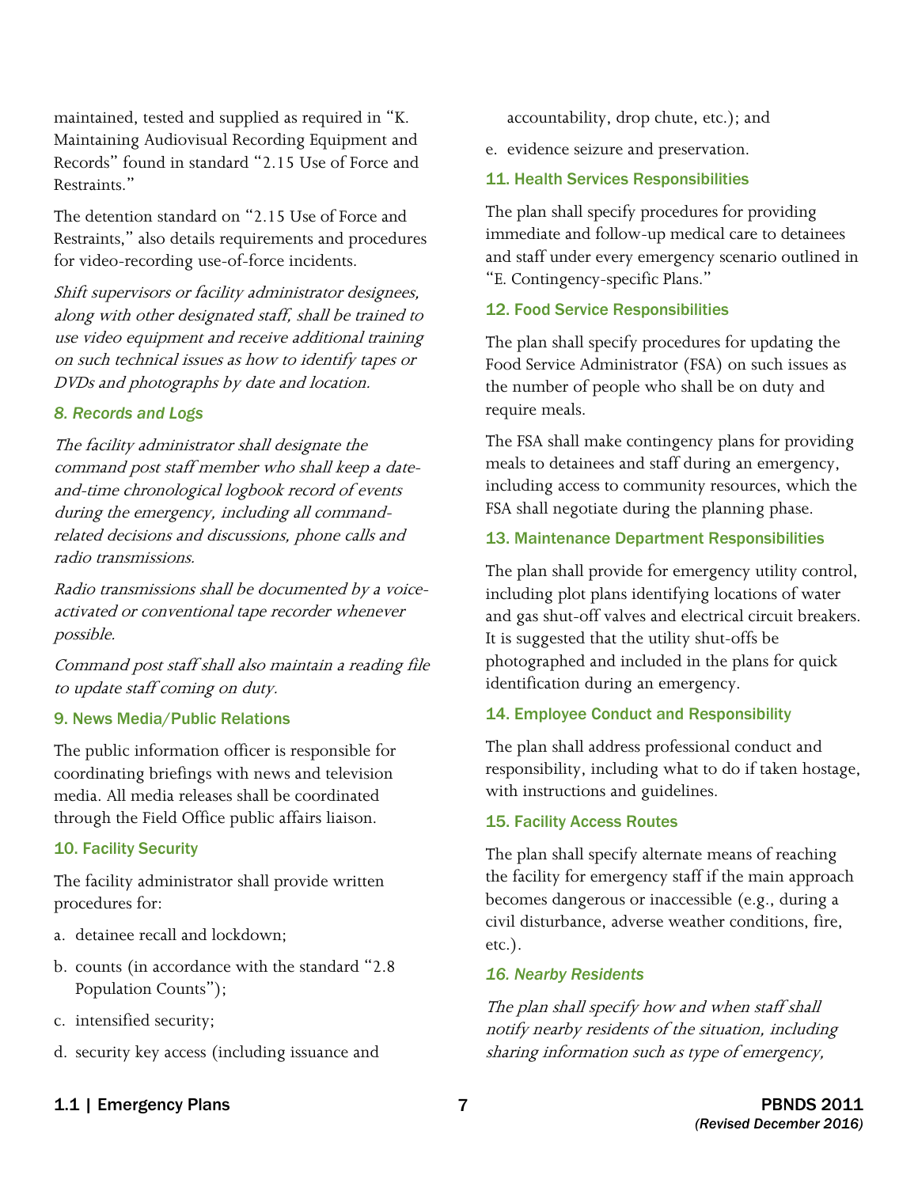maintained, tested and supplied as required in "K. Maintaining Audiovisual Recording Equipment and Records" found in standard "2.15 Use of Force and Restraints."

The detention standard on "2.15 Use of Force and Restraints," also details requirements and procedures for video-recording use-of-force incidents.

*Shift supervisors or facility administrator designees, along with other designated staff, shall be trained to use video equipment and receive additional training on such technical issues as how to identify tapes or DVDs and photographs by date and location.*

### *8. Records and Logs*

*The facility administrator shall designate the command post staff member who shall keep a date-and-time chronological logbook record of events during the emergency, including all command-related decisions and discussions, phone calls and radio transmissions.*

*Radio transmissions shall be documented by a voice-activated or conventional tape recorder whenever possible.*

*Command post staff shall also maintain a reading file to update staff coming on duty.*

### 9. News Media/Public Relations

The public information officer is responsible for coordinating briefings with news and television media. All media releases shall be coordinated through the Field Office public affairs liaison.

### 10. Facility Security

The facility administrator shall provide written procedures for:

a. detainee recall and lockdown;
b. counts (in accordance with the standard "2.8 Population Counts");
c. intensified security;
d. security key access (including issuance and accountability, drop chute, etc.); and
e. evidence seizure and preservation.

### 11. Health Services Responsibilities

The plan shall specify procedures for providing immediate and follow-up medical care to detainees and staff under every emergency scenario outlined in "E. Contingency-specific Plans."

### 12. Food Service Responsibilities

The plan shall specify procedures for updating the Food Service Administrator (FSA) on such issues as the number of people who shall be on duty and require meals.

The FSA shall make contingency plans for providing meals to detainees and staff during an emergency, including access to community resources, which the FSA shall negotiate during the planning phase.

### 13. Maintenance Department Responsibilities

The plan shall provide for emergency utility control, including plot plans identifying locations of water and gas shut-off valves and electrical circuit breakers. It is suggested that the utility shut-offs be photographed and included in the plans for quick identification during an emergency.

### 14. Employee Conduct and Responsibility

The plan shall address professional conduct and responsibility, including what to do if taken hostage, with instructions and guidelines.

### 15. Facility Access Routes

The plan shall specify alternate means of reaching the facility for emergency staff if the main approach becomes dangerous or inaccessible (e.g., during a civil disturbance, adverse weather conditions, fire, etc.).

### *16. Nearby Residents*

*The plan shall specify how and when staff shall notify nearby residents of the situation, including sharing information such as type of emergency,*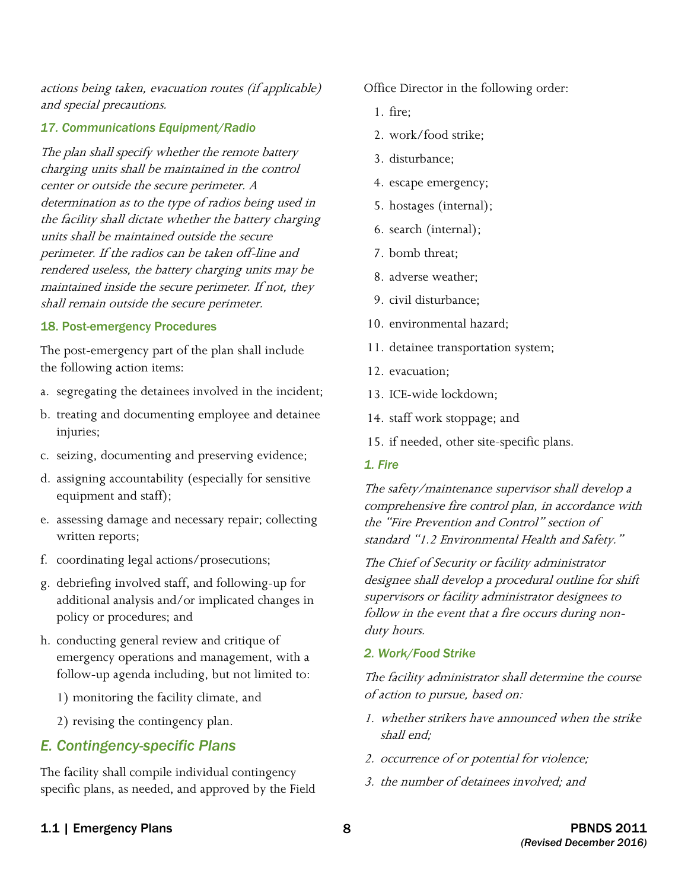*actions being taken, evacuation routes (if applicable) and special precautions.*

### *17. Communications Equipment/Radio*

*The plan shall specify whether the remote battery charging units shall be maintained in the control center or outside the secure perimeter. A determination as to the type of radios being used in the facility shall dictate whether the battery charging units shall be maintained outside the secure perimeter. If the radios can be taken off-line and rendered useless, the battery charging units may be maintained inside the secure perimeter. If not, they shall remain outside the secure perimeter.*

### 18. Post-emergency Procedures

The post-emergency part of the plan shall include the following action items:

a. segregating the detainees involved in the incident;

b. treating and documenting employee and detainee injuries;

c. seizing, documenting and preserving evidence;

d. assigning accountability (especially for sensitive equipment and staff);

e. assessing damage and necessary repair; collecting written reports;

f. coordinating legal actions/prosecutions;

g. debriefing involved staff, and following-up for additional analysis and/or implicated changes in policy or procedures; and

h. conducting general review and critique of emergency operations and management, with a follow-up agenda including, but not limited to:

   1) monitoring the facility climate, and

   2) revising the contingency plan.

## *E. Contingency-specific Plans*

The facility shall compile individual contingency specific plans, as needed, and approved by the Field Office Director in the following order:

1. fire;
2. work/food strike;
3. disturbance;
4. escape emergency;
5. hostages (internal);
6. search (internal);
7. bomb threat;
8. adverse weather;
9. civil disturbance;
10. environmental hazard;
11. detainee transportation system;
12. evacuation;
13. ICE-wide lockdown;
14. staff work stoppage; and
15. if needed, other site-specific plans.

### *1. Fire*

*The safety/maintenance supervisor shall develop a comprehensive fire control plan, in accordance with the "Fire Prevention and Control" section of standard "1.2 Environmental Health and Safety."*

*The Chief of Security or facility administrator designee shall develop a procedural outline for shift supervisors or facility administrator designees to follow in the event that a fire occurs during non-duty hours.*

### *2. Work/Food Strike*

*The facility administrator shall determine the course of action to pursue, based on:*

1. *whether strikers have announced when the strike shall end;*
2. *occurrence of or potential for violence;*
3. *the number of detainees involved; and*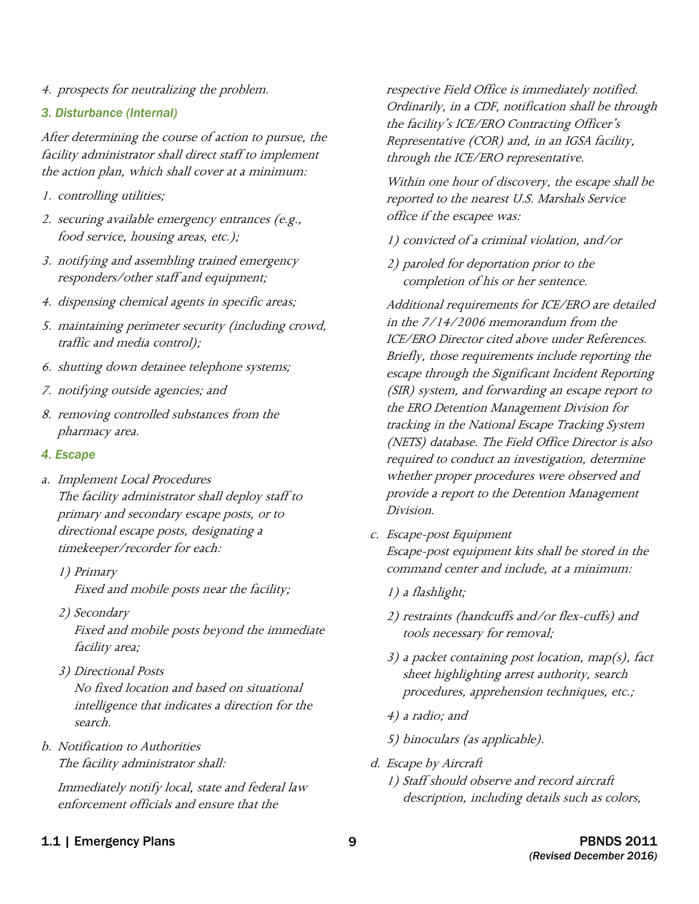4. prospects for neutralizing the problem.

### 3. Disturbance (Internal)

*After determining the course of action to pursue, the facility administrator shall direct staff to implement the action plan, which shall cover at a minimum:*

1. *controlling utilities;*
2. *securing available emergency entrances (e.g., food service, housing areas, etc.);*
3. *notifying and assembling trained emergency responders/other staff and equipment;*
4. *dispensing chemical agents in specific areas;*
5. *maintaining perimeter security (including crowd, traffic and media control);*
6. *shutting down detainee telephone systems;*
7. *notifying outside agencies; and*
8. *removing controlled substances from the pharmacy area.*

### 4. Escape

a. *Implement Local Procedures*
   *The facility administrator shall deploy staff to primary and secondary escape posts, or to directional escape posts, designating a timekeeper/recorder for each:*

   1) *Primary*
      *Fixed and mobile posts near the facility;*
   2) *Secondary*
      *Fixed and mobile posts beyond the immediate facility area;*
   3) *Directional Posts*
      *No fixed location and based on situational intelligence that indicates a direction for the search.*

b. *Notification to Authorities*
   *The facility administrator shall:*

   *Immediately notify local, state and federal law enforcement officials and ensure that the respective Field Office is immediately notified. Ordinarily, in a CDF, notification shall be through the facility's ICE/ERO Contracting Officer's Representative (COR) and, in an IGSA facility, through the ICE/ERO representative.*

   *Within one hour of discovery, the escape shall be reported to the nearest U.S. Marshals Service office if the escapee was:*

   1) *convicted of a criminal violation, and/or*
   2) *paroled for deportation prior to the completion of his or her sentence.*

   *Additional requirements for ICE/ERO are detailed in the 7/14/2006 memorandum from the ICE/ERO Director cited above under References. Briefly, those requirements include reporting the escape through the Significant Incident Reporting (SIR) system, and forwarding an escape report to the ERO Detention Management Division for tracking in the National Escape Tracking System (NETS) database. The Field Office Director is also required to conduct an investigation, determine whether proper procedures were observed and provide a report to the Detention Management Division.*

c. *Escape-post Equipment*
   *Escape-post equipment kits shall be stored in the command center and include, at a minimum:*

   1) *a flashlight;*
   2) *restraints (handcuffs and/or flex-cuffs) and tools necessary for removal;*
   3) *a packet containing post location, map(s), fact sheet highlighting arrest authority, search procedures, apprehension techniques, etc.;*
   4) *a radio; and*
   5) *binoculars (as applicable).*

d. *Escape by Aircraft*
   1) *Staff should observe and record aircraft description, including details such as colors,*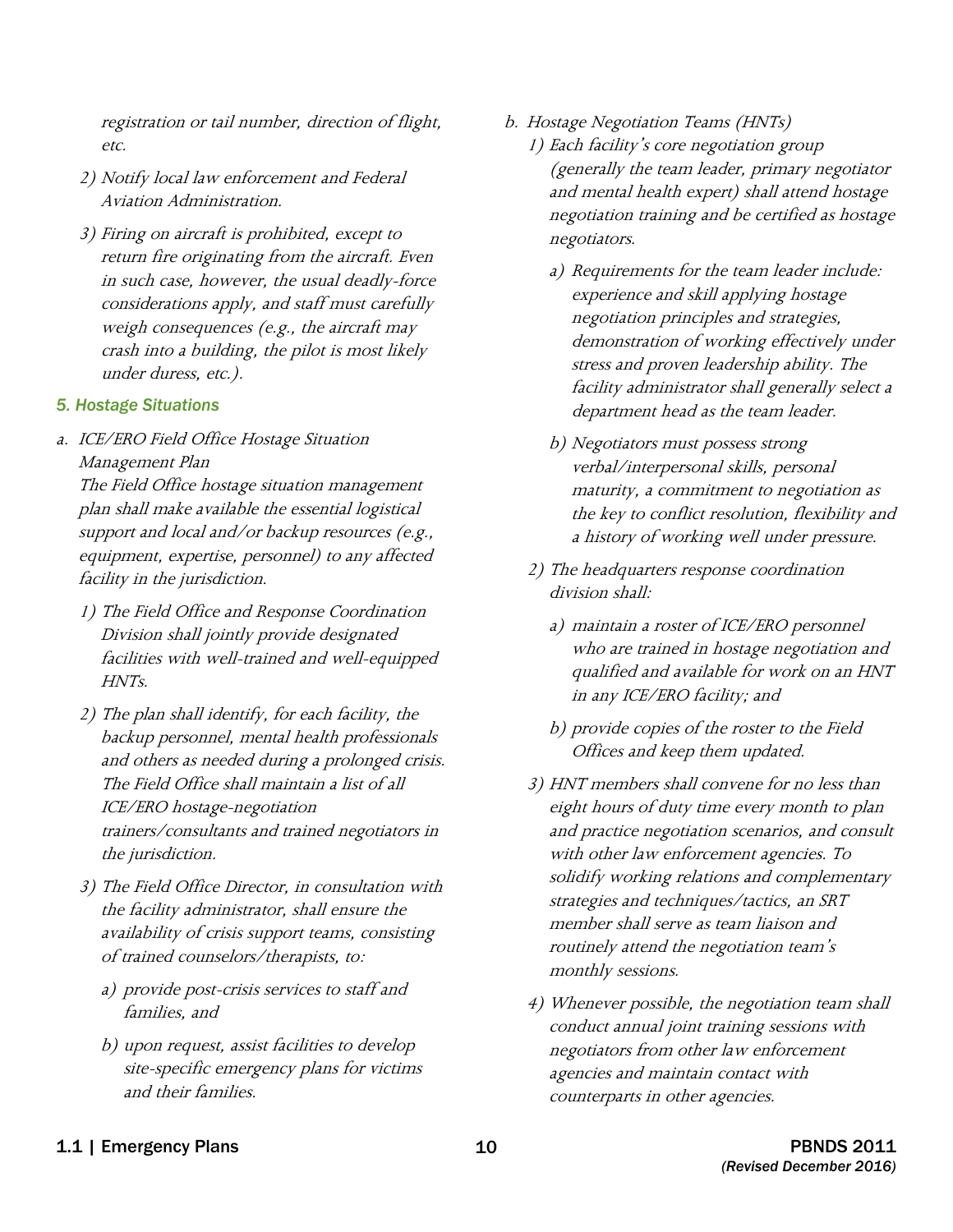registration or tail number, direction of flight, etc.

2) Notify local law enforcement and Federal Aviation Administration.

3) Firing on aircraft is prohibited, except to return fire originating from the aircraft. Even in such case, however, the usual deadly-force considerations apply, and staff must carefully weigh consequences (e.g., the aircraft may crash into a building, the pilot is most likely under duress, etc.).

### 5. Hostage Situations

a. ICE/ERO Field Office Hostage Situation Management Plan

The Field Office hostage situation management plan shall make available the essential logistical support and local and/or backup resources (e.g., equipment, expertise, personnel) to any affected facility in the jurisdiction.

1) The Field Office and Response Coordination Division shall jointly provide designated facilities with well-trained and well-equipped HNTs.

2) The plan shall identify, for each facility, the backup personnel, mental health professionals and others as needed during a prolonged crisis. The Field Office shall maintain a list of all ICE/ERO hostage-negotiation trainers/consultants and trained negotiators in the jurisdiction.

3) The Field Office Director, in consultation with the facility administrator, shall ensure the availability of crisis support teams, consisting of trained counselors/therapists, to:

   a) provide post-crisis services to staff and families, and

   b) upon request, assist facilities to develop site-specific emergency plans for victims and their families.

b. Hostage Negotiation Teams (HNTs)

1) Each facility's core negotiation group (generally the team leader, primary negotiator and mental health expert) shall attend hostage negotiation training and be certified as hostage negotiators.

   a) Requirements for the team leader include: experience and skill applying hostage negotiation principles and strategies, demonstration of working effectively under stress and proven leadership ability. The facility administrator shall generally select a department head as the team leader.

   b) Negotiators must possess strong verbal/interpersonal skills, personal maturity, a commitment to negotiation as the key to conflict resolution, flexibility and a history of working well under pressure.

2) The headquarters response coordination division shall:

   a) maintain a roster of ICE/ERO personnel who are trained in hostage negotiation and qualified and available for work on an HNT in any ICE/ERO facility; and

   b) provide copies of the roster to the Field Offices and keep them updated.

3) HNT members shall convene for no less than eight hours of duty time every month to plan and practice negotiation scenarios, and consult with other law enforcement agencies. To solidify working relations and complementary strategies and techniques/tactics, an SRT member shall serve as team liaison and routinely attend the negotiation team's monthly sessions.

4) Whenever possible, the negotiation team shall conduct annual joint training sessions with negotiators from other law enforcement agencies and maintain contact with counterparts in other agencies.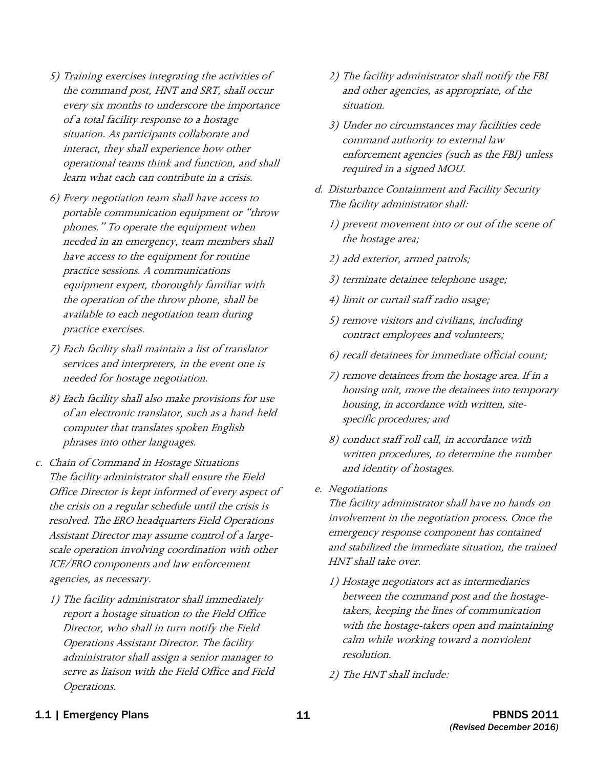5) Training exercises integrating the activities of the command post, HNT and SRT, shall occur every six months to underscore the importance of a total facility response to a hostage situation. As participants collaborate and interact, they shall experience how other operational teams think and function, and shall learn what each can contribute in a crisis.

6) Every negotiation team shall have access to portable communication equipment or "throw phones." To operate the equipment when needed in an emergency, team members shall have access to the equipment for routine practice sessions. A communications equipment expert, thoroughly familiar with the operation of the throw phone, shall be available to each negotiation team during practice exercises.

7) Each facility shall maintain a list of translator services and interpreters, in the event one is needed for hostage negotiation.

8) Each facility shall also make provisions for use of an electronic translator, such as a hand-held computer that translates spoken English phrases into other languages.

c. Chain of Command in Hostage Situations

The facility administrator shall ensure the Field Office Director is kept informed of every aspect of the crisis on a regular schedule until the crisis is resolved. The ERO headquarters Field Operations Assistant Director may assume control of a large-scale operation involving coordination with other ICE/ERO components and law enforcement agencies, as necessary.

1) The facility administrator shall immediately report a hostage situation to the Field Office Director, who shall in turn notify the Field Operations Assistant Director. The facility administrator shall assign a senior manager to serve as liaison with the Field Office and Field Operations.

2) The facility administrator shall notify the FBI and other agencies, as appropriate, of the situation.

3) Under no circumstances may facilities cede command authority to external law enforcement agencies (such as the FBI) unless required in a signed MOU.

d. Disturbance Containment and Facility Security

The facility administrator shall:

1) prevent movement into or out of the scene of the hostage area;

2) add exterior, armed patrols;

3) terminate detainee telephone usage;

4) limit or curtail staff radio usage;

5) remove visitors and civilians, including contract employees and volunteers;

6) recall detainees for immediate official count;

7) remove detainees from the hostage area. If in a housing unit, move the detainees into temporary housing, in accordance with written, site-specific procedures; and

8) conduct staff roll call, in accordance with written procedures, to determine the number and identity of hostages.

e. Negotiations

The facility administrator shall have no hands-on involvement in the negotiation process. Once the emergency response component has contained and stabilized the immediate situation, the trained HNT shall take over.

1) Hostage negotiators act as intermediaries between the command post and the hostage-takers, keeping the lines of communication with the hostage-takers open and maintaining calm while working toward a nonviolent resolution.

2) The HNT shall include: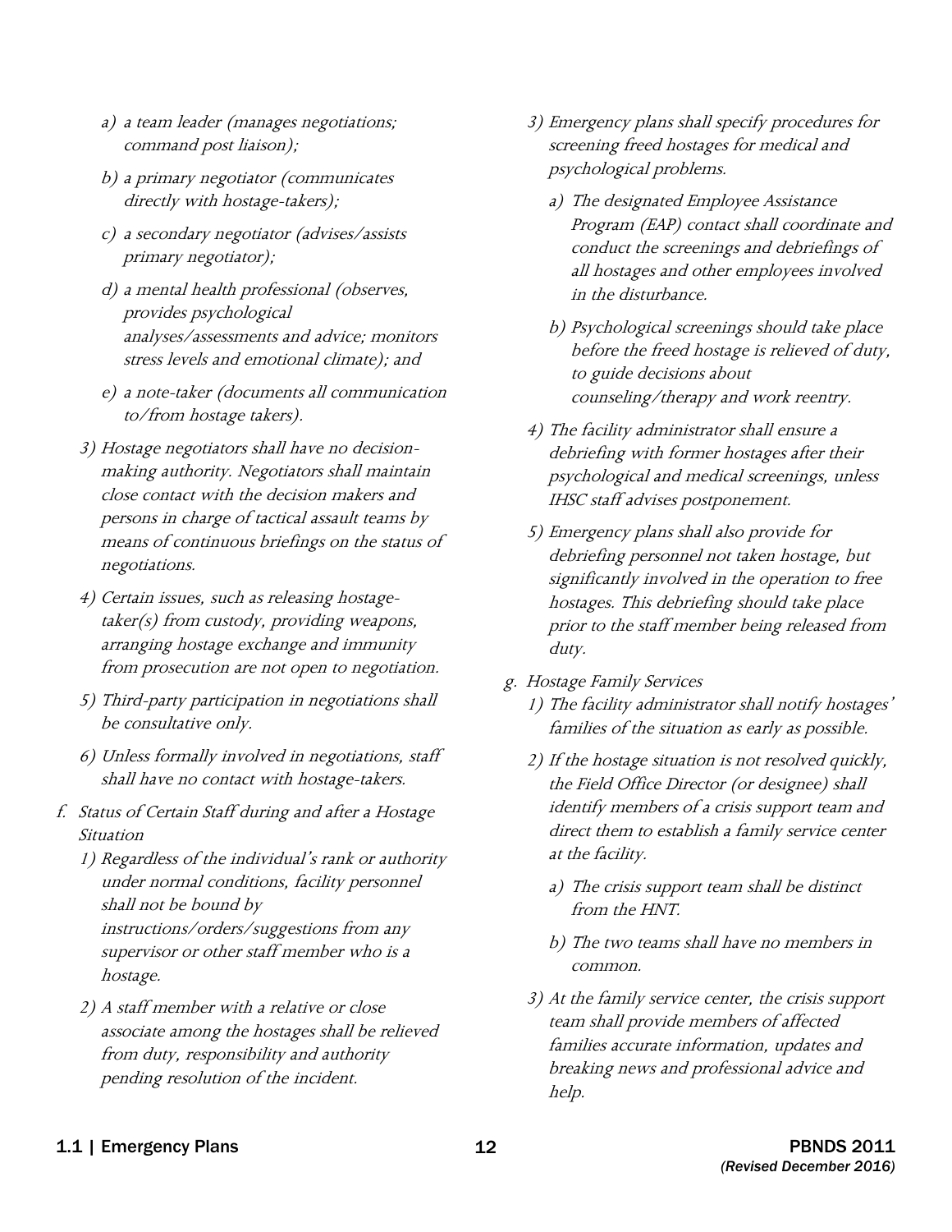a) a team leader (manages negotiations; command post liaison);

b) a primary negotiator (communicates directly with hostage-takers);

c) a secondary negotiator (advises/assists primary negotiator);

d) a mental health professional (observes, provides psychological analyses/assessments and advice; monitors stress levels and emotional climate); and

e) a note-taker (documents all communication to/from hostage takers).

3) Hostage negotiators shall have no decision-making authority. Negotiators shall maintain close contact with the decision makers and persons in charge of tactical assault teams by means of continuous briefings on the status of negotiations.

4) Certain issues, such as releasing hostage-taker(s) from custody, providing weapons, arranging hostage exchange and immunity from prosecution are not open to negotiation.

5) Third-party participation in negotiations shall be consultative only.

6) Unless formally involved in negotiations, staff shall have no contact with hostage-takers.

f. Status of Certain Staff during and after a Hostage Situation

1) Regardless of the individual's rank or authority under normal conditions, facility personnel shall not be bound by instructions/orders/suggestions from any supervisor or other staff member who is a hostage.

2) A staff member with a relative or close associate among the hostages shall be relieved from duty, responsibility and authority pending resolution of the incident.

3) Emergency plans shall specify procedures for screening freed hostages for medical and psychological problems.

a) The designated Employee Assistance Program (EAP) contact shall coordinate and conduct the screenings and debriefings of all hostages and other employees involved in the disturbance.

b) Psychological screenings should take place before the freed hostage is relieved of duty, to guide decisions about counseling/therapy and work reentry.

4) The facility administrator shall ensure a debriefing with former hostages after their psychological and medical screenings, unless IHSC staff advises postponement.

5) Emergency plans shall also provide for debriefing personnel not taken hostage, but significantly involved in the operation to free hostages. This debriefing should take place prior to the staff member being released from duty.

g. Hostage Family Services

1) The facility administrator shall notify hostages' families of the situation as early as possible.

2) If the hostage situation is not resolved quickly, the Field Office Director (or designee) shall identify members of a crisis support team and direct them to establish a family service center at the facility.

a) The crisis support team shall be distinct from the HNT.

b) The two teams shall have no members in common.

3) At the family service center, the crisis support team shall provide members of affected families accurate information, updates and breaking news and professional advice and help.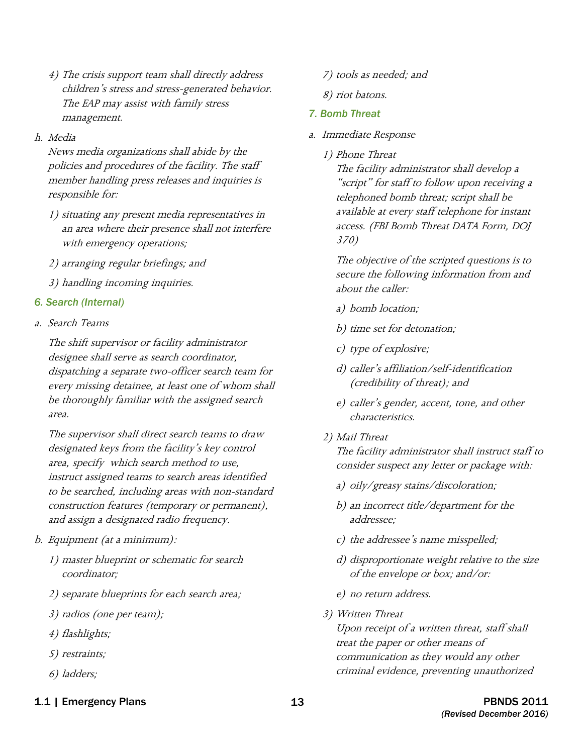4) The crisis support team shall directly address children's stress and stress-generated behavior. The EAP may assist with family stress management.

h. Media

News media organizations shall abide by the policies and procedures of the facility. The staff member handling press releases and inquiries is responsible for:

1) situating any present media representatives in an area where their presence shall not interfere with emergency operations;

2) arranging regular briefings; and

3) handling incoming inquiries.

### 6. Search (Internal)

a. Search Teams

The shift supervisor or facility administrator designee shall serve as search coordinator, dispatching a separate two-officer search team for every missing detainee, at least one of whom shall be thoroughly familiar with the assigned search area.

The supervisor shall direct search teams to draw designated keys from the facility's key control area, specify which search method to use, instruct assigned teams to search areas identified to be searched, including areas with non-standard construction features (temporary or permanent), and assign a designated radio frequency.

b. Equipment (at a minimum):

1) master blueprint or schematic for search coordinator;

2) separate blueprints for each search area;

3) radios (one per team);

4) flashlights;

5) restraints;

6) ladders;

7) tools as needed; and

8) riot batons.

### 7. Bomb Threat

a. Immediate Response

1) Phone Threat

The facility administrator shall develop a "script" for staff to follow upon receiving a telephoned bomb threat; script shall be available at every staff telephone for instant access. (FBI Bomb Threat DATA Form, DOJ 370)

The objective of the scripted questions is to secure the following information from and about the caller:

a) bomb location;

b) time set for detonation;

c) type of explosive;

d) caller's affiliation/self-identification (credibility of threat); and

e) caller's gender, accent, tone, and other characteristics.

2) Mail Threat

The facility administrator shall instruct staff to consider suspect any letter or package with:

a) oily/greasy stains/discoloration;

b) an incorrect title/department for the addressee;

c) the addressee's name misspelled;

d) disproportionate weight relative to the size of the envelope or box; and/or:

e) no return address.

3) Written Threat

Upon receipt of a written threat, staff shall treat the paper or other means of communication as they would any other criminal evidence, preventing unauthorized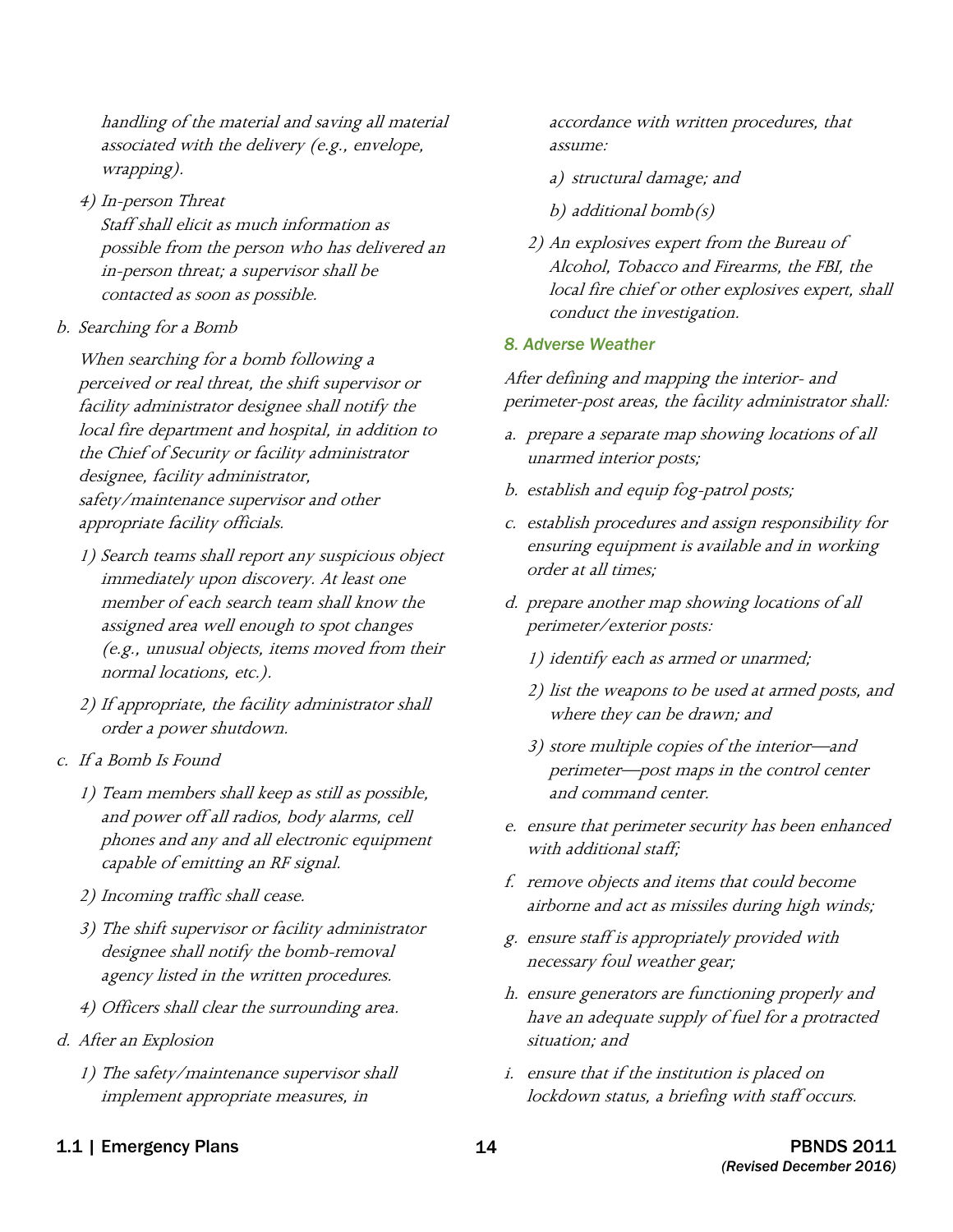*handling of the material and saving all material associated with the delivery (e.g., envelope, wrapping).*

4) *In-person Threat*
*Staff shall elicit as much information as possible from the person who has delivered an in-person threat; a supervisor shall be contacted as soon as possible.*

b. *Searching for a Bomb*

*When searching for a bomb following a perceived or real threat, the shift supervisor or facility administrator designee shall notify the local fire department and hospital, in addition to the Chief of Security or facility administrator designee, facility administrator, safety/maintenance supervisor and other appropriate facility officials.*

1) *Search teams shall report any suspicious object immediately upon discovery. At least one member of each search team shall know the assigned area well enough to spot changes (e.g., unusual objects, items moved from their normal locations, etc.).*

2) *If appropriate, the facility administrator shall order a power shutdown.*

c. *If a Bomb Is Found*

1) *Team members shall keep as still as possible, and power off all radios, body alarms, cell phones and any and all electronic equipment capable of emitting an RF signal.*

2) *Incoming traffic shall cease.*

3) *The shift supervisor or facility administrator designee shall notify the bomb-removal agency listed in the written procedures.*

4) *Officers shall clear the surrounding area.*

d. *After an Explosion*

1) *The safety/maintenance supervisor shall implement appropriate measures, in accordance with written procedures, that assume:*

   a) *structural damage; and*

   b) *additional bomb(s)*

2) *An explosives expert from the Bureau of Alcohol, Tobacco and Firearms, the FBI, the local fire chief or other explosives expert, shall conduct the investigation.*

### *8. Adverse Weather*

*After defining and mapping the interior- and perimeter-post areas, the facility administrator shall:*

a. *prepare a separate map showing locations of all unarmed interior posts;*

b. *establish and equip fog-patrol posts;*

c. *establish procedures and assign responsibility for ensuring equipment is available and in working order at all times;*

d. *prepare another map showing locations of all perimeter/exterior posts:*

   1) *identify each as armed or unarmed;*

   2) *list the weapons to be used at armed posts, and where they can be drawn; and*

   3) *store multiple copies of the interior—and perimeter—post maps in the control center and command center.*

e. *ensure that perimeter security has been enhanced with additional staff;*

f. *remove objects and items that could become airborne and act as missiles during high winds;*

g. *ensure staff is appropriately provided with necessary foul weather gear;*

h. *ensure generators are functioning properly and have an adequate supply of fuel for a protracted situation; and*

i. *ensure that if the institution is placed on lockdown status, a briefing with staff occurs.*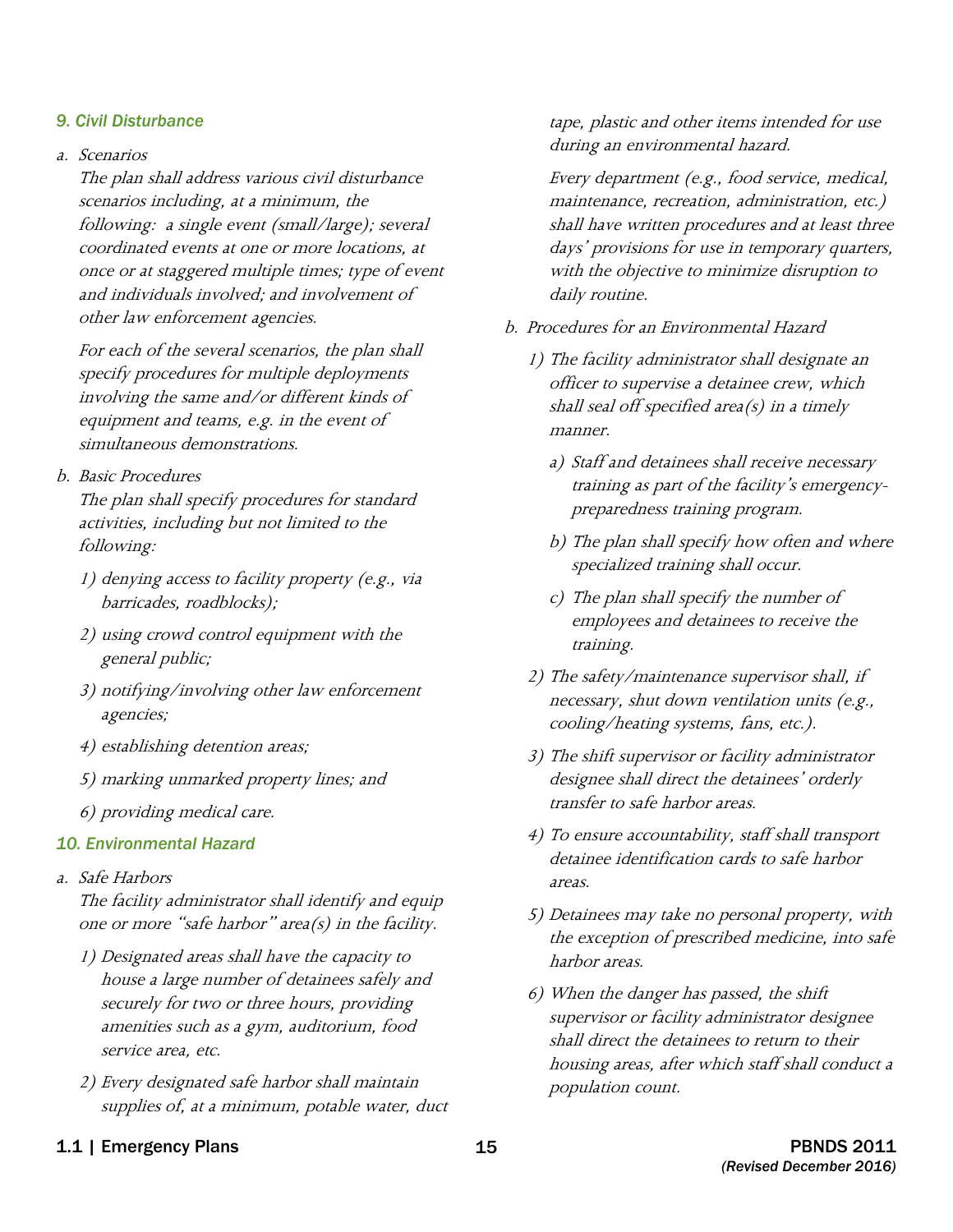### *9. Civil Disturbance*

a. *Scenarios*

*The plan shall address various civil disturbance scenarios including, at a minimum, the following: a single event (small/large); several coordinated events at one or more locations, at once or at staggered multiple times; type of event and individuals involved; and involvement of other law enforcement agencies.*

*For each of the several scenarios, the plan shall specify procedures for multiple deployments involving the same and/or different kinds of equipment and teams, e.g. in the event of simultaneous demonstrations.*

b. *Basic Procedures*

*The plan shall specify procedures for standard activities, including but not limited to the following:*

1) *denying access to facility property (e.g., via barricades, roadblocks);*
2) *using crowd control equipment with the general public;*
3) *notifying/involving other law enforcement agencies;*
4) *establishing detention areas;*
5) *marking unmarked property lines; and*
6) *providing medical care.*

### *10. Environmental Hazard*

a. *Safe Harbors*

*The facility administrator shall identify and equip one or more "safe harbor" area(s) in the facility.*

1) *Designated areas shall have the capacity to house a large number of detainees safely and securely for two or three hours, providing amenities such as a gym, auditorium, food service area, etc.*
2) *Every designated safe harbor shall maintain supplies of, at a minimum, potable water, duct tape, plastic and other items intended for use during an environmental hazard.*

*Every department (e.g., food service, medical, maintenance, recreation, administration, etc.) shall have written procedures and at least three days' provisions for use in temporary quarters, with the objective to minimize disruption to daily routine.*

b. *Procedures for an Environmental Hazard*

1) *The facility administrator shall designate an officer to supervise a detainee crew, which shall seal off specified area(s) in a timely manner.*
   a) *Staff and detainees shall receive necessary training as part of the facility's emergency-preparedness training program.*
   b) *The plan shall specify how often and where specialized training shall occur.*
   c) *The plan shall specify the number of employees and detainees to receive the training.*
2) *The safety/maintenance supervisor shall, if necessary, shut down ventilation units (e.g., cooling/heating systems, fans, etc.).*
3) *The shift supervisor or facility administrator designee shall direct the detainees' orderly transfer to safe harbor areas.*
4) *To ensure accountability, staff shall transport detainee identification cards to safe harbor areas.*
5) *Detainees may take no personal property, with the exception of prescribed medicine, into safe harbor areas.*
6) *When the danger has passed, the shift supervisor or facility administrator designee shall direct the detainees to return to their housing areas, after which staff shall conduct a population count.*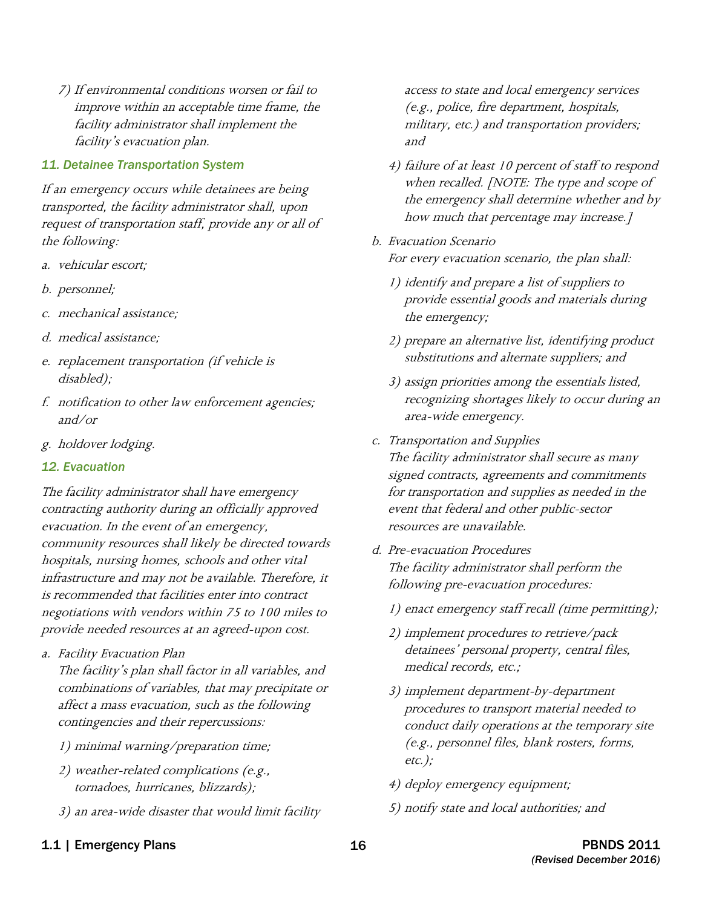*7) If environmental conditions worsen or fail to improve within an acceptable time frame, the facility administrator shall implement the facility's evacuation plan.*

### *11. Detainee Transportation System*

*If an emergency occurs while detainees are being transported, the facility administrator shall, upon request of transportation staff, provide any or all of the following:*

*a. vehicular escort;*

*b. personnel;*

*c. mechanical assistance;*

*d. medical assistance;*

*e. replacement transportation (if vehicle is disabled);*

*f. notification to other law enforcement agencies; and/or*

*g. holdover lodging.*

### *12. Evacuation*

*The facility administrator shall have emergency contracting authority during an officially approved evacuation. In the event of an emergency, community resources shall likely be directed towards hospitals, nursing homes, schools and other vital infrastructure and may not be available. Therefore, it is recommended that facilities enter into contract negotiations with vendors within 75 to 100 miles to provide needed resources at an agreed-upon cost.*

*a. Facility Evacuation Plan*
*The facility's plan shall factor in all variables, and combinations of variables, that may precipitate or affect a mass evacuation, such as the following contingencies and their repercussions:*

*1) minimal warning/preparation time;*

*2) weather-related complications (e.g., tornadoes, hurricanes, blizzards);*

*3) an area-wide disaster that would limit facility access to state and local emergency services (e.g., police, fire department, hospitals, military, etc.) and transportation providers; and*

*4) failure of at least 10 percent of staff to respond when recalled. [NOTE: The type and scope of the emergency shall determine whether and by how much that percentage may increase.]*

*b. Evacuation Scenario*
*For every evacuation scenario, the plan shall:*

*1) identify and prepare a list of suppliers to provide essential goods and materials during the emergency;*

*2) prepare an alternative list, identifying product substitutions and alternate suppliers; and*

*3) assign priorities among the essentials listed, recognizing shortages likely to occur during an area-wide emergency.*

*c. Transportation and Supplies*
*The facility administrator shall secure as many signed contracts, agreements and commitments for transportation and supplies as needed in the event that federal and other public-sector resources are unavailable.*

*d. Pre-evacuation Procedures*
*The facility administrator shall perform the following pre-evacuation procedures:*

*1) enact emergency staff recall (time permitting);*

*2) implement procedures to retrieve/pack detainees' personal property, central files, medical records, etc.;*

*3) implement department-by-department procedures to transport material needed to conduct daily operations at the temporary site (e.g., personnel files, blank rosters, forms, etc.);*

*4) deploy emergency equipment;*

*5) notify state and local authorities; and*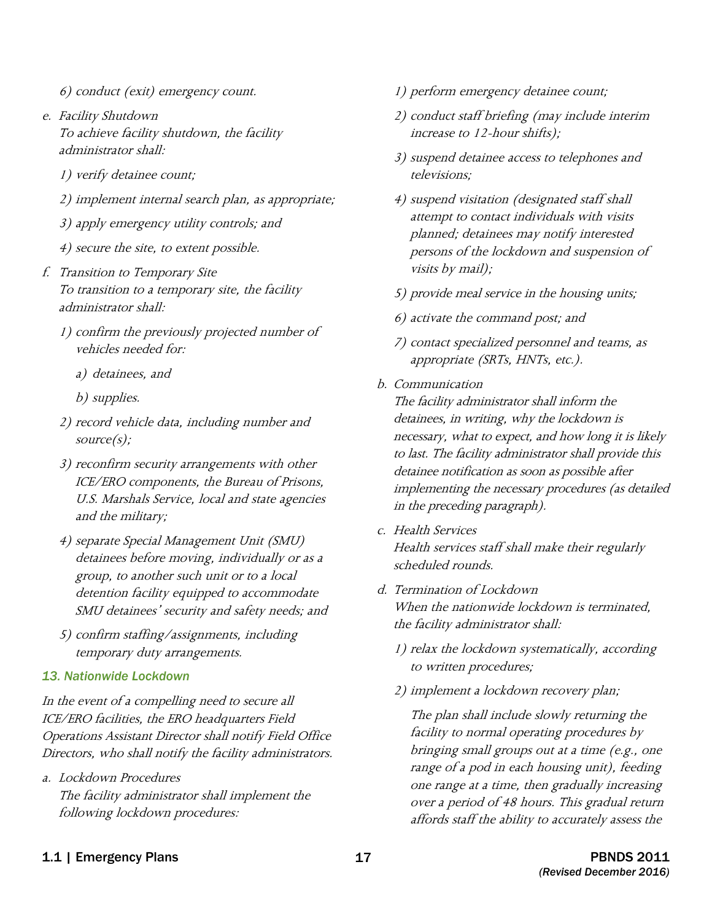6) conduct (exit) emergency count.

e. Facility Shutdown
To achieve facility shutdown, the facility administrator shall:

1) verify detainee count;

2) implement internal search plan, as appropriate;

3) apply emergency utility controls; and

4) secure the site, to extent possible.

f. Transition to Temporary Site
To transition to a temporary site, the facility administrator shall:

1) confirm the previously projected number of vehicles needed for:

a) detainees, and

b) supplies.

2) record vehicle data, including number and source(s);

3) reconfirm security arrangements with other ICE/ERO components, the Bureau of Prisons, U.S. Marshals Service, local and state agencies and the military;

4) separate Special Management Unit (SMU) detainees before moving, individually or as a group, to another such unit or to a local detention facility equipped to accommodate SMU detainees' security and safety needs; and

5) confirm staffing/assignments, including temporary duty arrangements.

### 13. Nationwide Lockdown

In the event of a compelling need to secure all ICE/ERO facilities, the ERO headquarters Field Operations Assistant Director shall notify Field Office Directors, who shall notify the facility administrators.

a. Lockdown Procedures
The facility administrator shall implement the following lockdown procedures:

1) perform emergency detainee count;

2) conduct staff briefing (may include interim increase to 12-hour shifts);

3) suspend detainee access to telephones and televisions;

4) suspend visitation (designated staff shall attempt to contact individuals with visits planned; detainees may notify interested persons of the lockdown and suspension of visits by mail);

5) provide meal service in the housing units;

6) activate the command post; and

7) contact specialized personnel and teams, as appropriate (SRTs, HNTs, etc.).

b. Communication
The facility administrator shall inform the detainees, in writing, why the lockdown is necessary, what to expect, and how long it is likely to last. The facility administrator shall provide this detainee notification as soon as possible after implementing the necessary procedures (as detailed in the preceding paragraph).

c. Health Services
Health services staff shall make their regularly scheduled rounds.

d. Termination of Lockdown
When the nationwide lockdown is terminated, the facility administrator shall:

1) relax the lockdown systematically, according to written procedures;

2) implement a lockdown recovery plan;

The plan shall include slowly returning the facility to normal operating procedures by bringing small groups out at a time (e.g., one range of a pod in each housing unit), feeding one range at a time, then gradually increasing over a period of 48 hours. This gradual return affords staff the ability to accurately assess the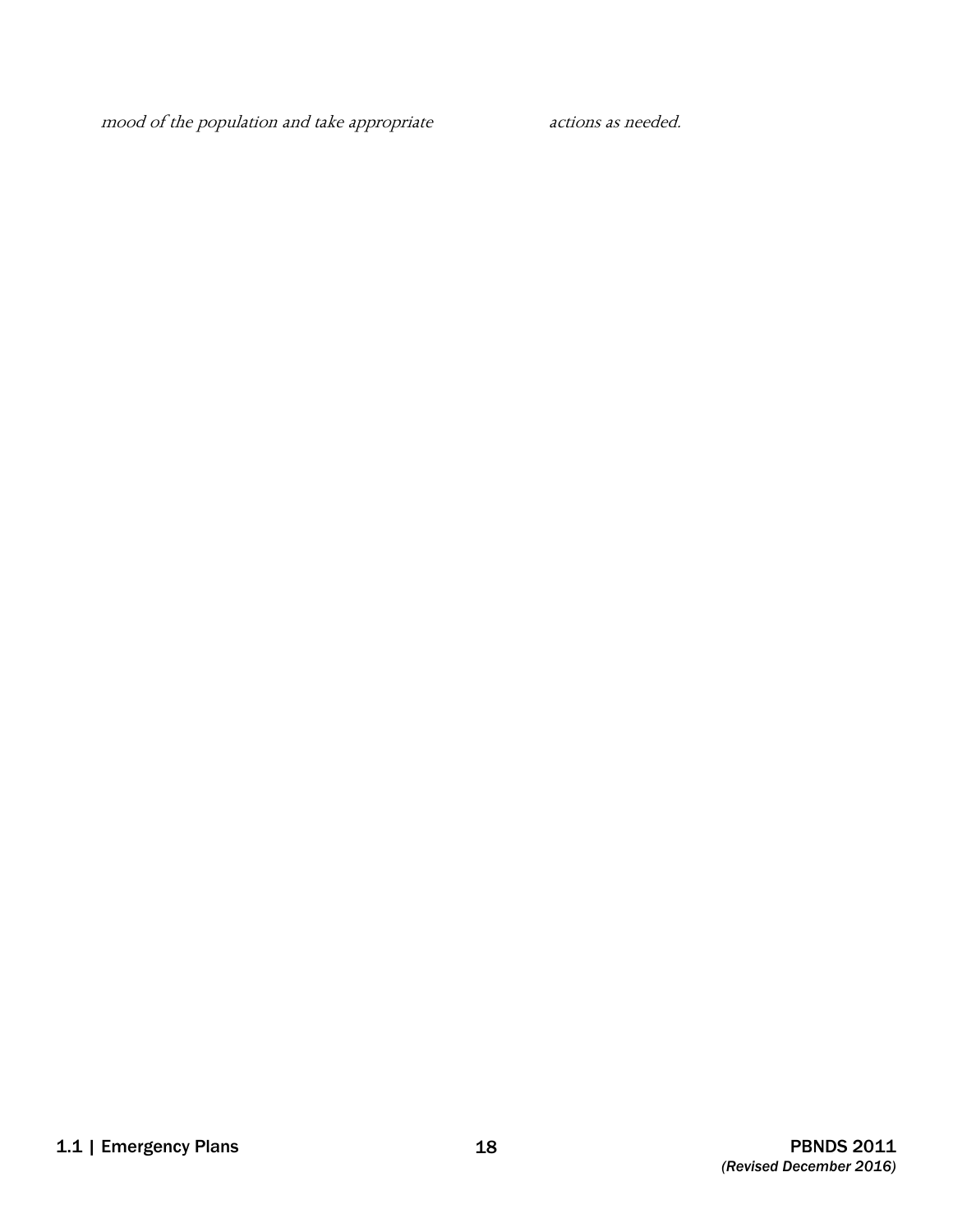*mood of the population and take appropriate actions as needed.*